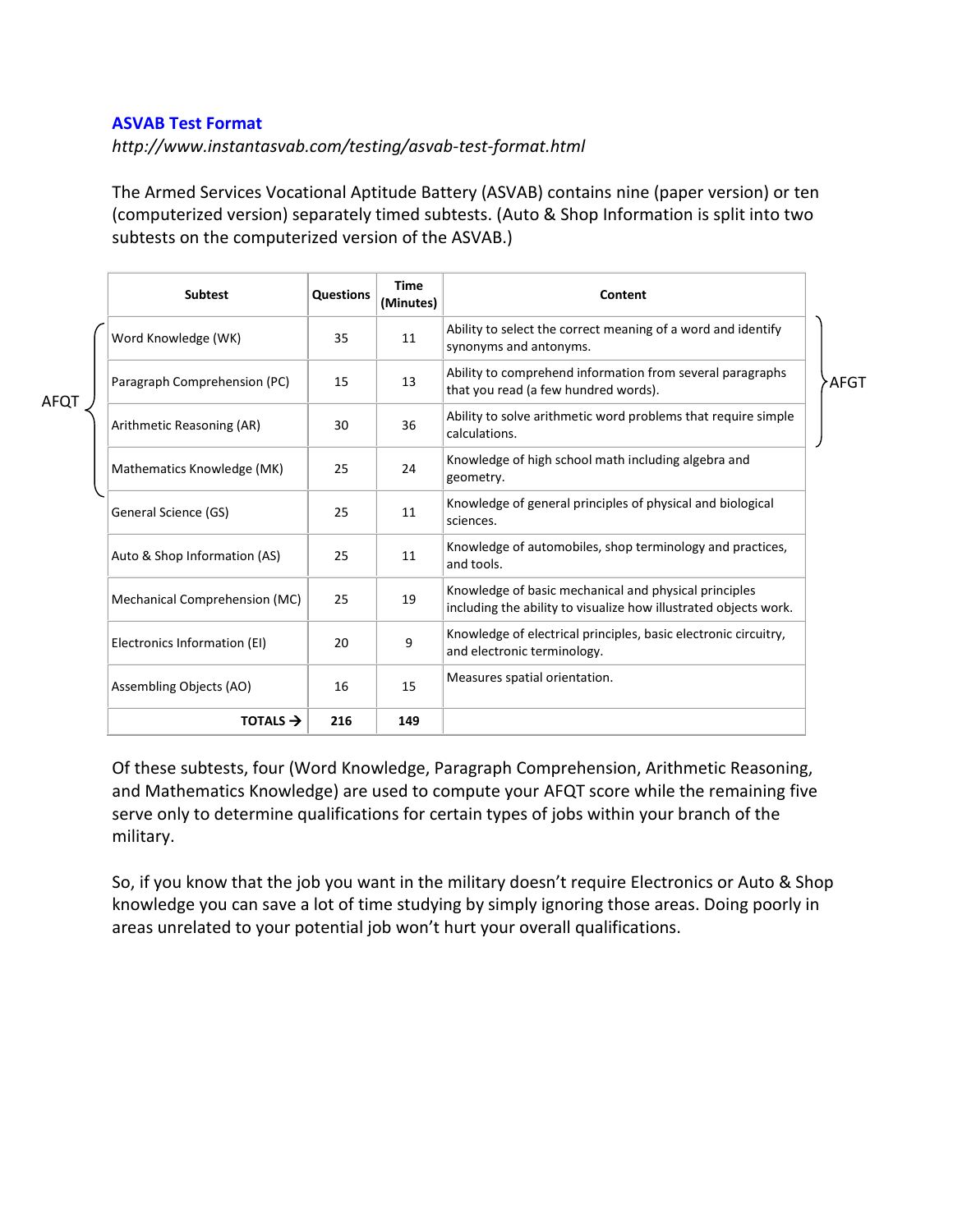## ASVAB Test Format

*http://www.instantasvab.com/testing/asvab-test-format.html*

The Armed Services Vocational Aptitude Battery (ASVAB) contains nine (paper version) or ten (computerized version) separately timed subtests. (Auto & Shop Information is split into two subtests on the computerized version of the ASVAB.)

| | Subtest | Questions | Time (Minutes) | Content | |
|---|---|---|---|---|---|
| AFQT | Word Knowledge (WK) | 35 | 11 | Ability to select the correct meaning of a word and identify synonyms and antonyms. | AFGT |
| AFQT | Paragraph Comprehension (PC) | 15 | 13 | Ability to comprehend information from several paragraphs that you read (a few hundred words). | AFGT |
| AFQT | Arithmetic Reasoning (AR) | 30 | 36 | Ability to solve arithmetic word problems that require simple calculations. | AFGT |
| AFQT | Mathematics Knowledge (MK) | 25 | 24 | Knowledge of high school math including algebra and geometry. | |
| | General Science (GS) | 25 | 11 | Knowledge of general principles of physical and biological sciences. | |
| | Auto & Shop Information (AS) | 25 | 11 | Knowledge of automobiles, shop terminology and practices, and tools. | |
| | Mechanical Comprehension (MC) | 25 | 19 | Knowledge of basic mechanical and physical principles including the ability to visualize how illustrated objects work. | |
| | Electronics Information (EI) | 20 | 9 | Knowledge of electrical principles, basic electronic circuitry, and electronic terminology. | |
| | Assembling Objects (AO) | 16 | 15 | Measures spatial orientation. | |
| | **TOTALS →** | **216** | **149** | | |

Of these subtests, four (Word Knowledge, Paragraph Comprehension, Arithmetic Reasoning, and Mathematics Knowledge) are used to compute your AFQT score while the remaining five serve only to determine qualifications for certain types of jobs within your branch of the military.

So, if you know that the job you want in the military doesn't require Electronics or Auto & Shop knowledge you can save a lot of time studying by simply ignoring those areas. Doing poorly in areas unrelated to your potential job won't hurt your overall qualifications.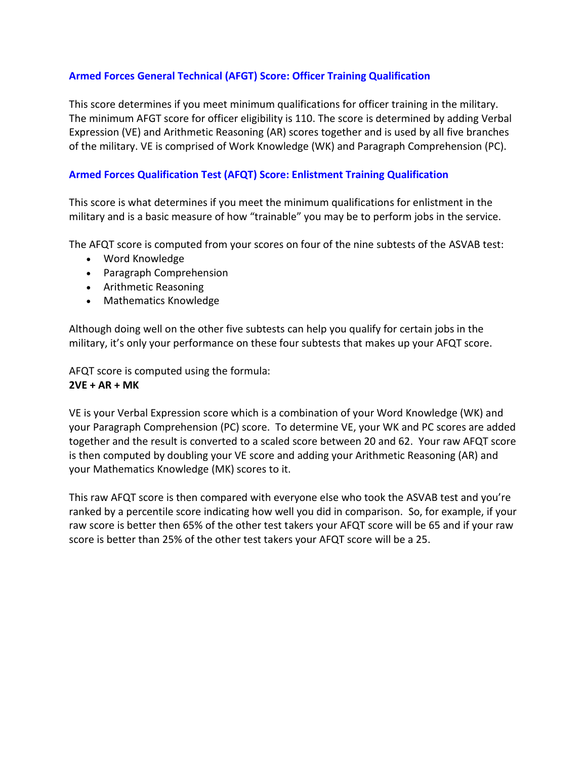### Armed Forces General Technical (AFGT) Score: Officer Training Qualification

This score determines if you meet minimum qualifications for officer training in the military. The minimum AFGT score for officer eligibility is 110. The score is determined by adding Verbal Expression (VE) and Arithmetic Reasoning (AR) scores together and is used by all five branches of the military. VE is comprised of Work Knowledge (WK) and Paragraph Comprehension (PC).

### Armed Forces Qualification Test (AFQT) Score: Enlistment Training Qualification

This score is what determines if you meet the minimum qualifications for enlistment in the military and is a basic measure of how "trainable" you may be to perform jobs in the service.

The AFQT score is computed from your scores on four of the nine subtests of the ASVAB test:

- Word Knowledge
- Paragraph Comprehension
- Arithmetic Reasoning
- Mathematics Knowledge

Although doing well on the other five subtests can help you qualify for certain jobs in the military, it's only your performance on these four subtests that makes up your AFQT score.

AFQT score is computed using the formula:
**2VE + AR + MK**

VE is your Verbal Expression score which is a combination of your Word Knowledge (WK) and your Paragraph Comprehension (PC) score. To determine VE, your WK and PC scores are added together and the result is converted to a scaled score between 20 and 62. Your raw AFQT score is then computed by doubling your VE score and adding your Arithmetic Reasoning (AR) and your Mathematics Knowledge (MK) scores to it.

This raw AFQT score is then compared with everyone else who took the ASVAB test and you're ranked by a percentile score indicating how well you did in comparison. So, for example, if your raw score is better then 65% of the other test takers your AFQT score will be 65 and if your raw score is better than 25% of the other test takers your AFQT score will be a 25.